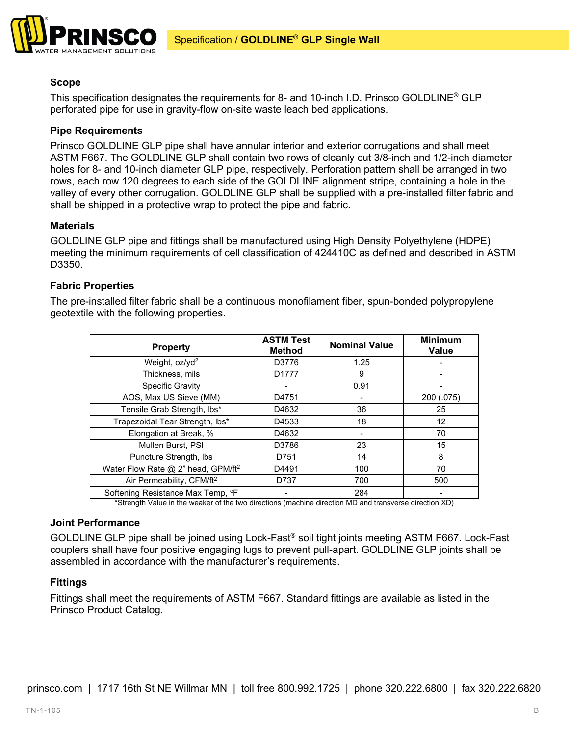# Specification / GOLDLINE® GLP Single Wall

## Scope

This specification designates the requirements for 8- and 10-inch I.D. Prinsco GOLDLINE® GLP perforated pipe for use in gravity-flow on-site waste leach bed applications.

## Pipe Requirements

Prinsco GOLDLINE GLP pipe shall have annular interior and exterior corrugations and shall meet ASTM F667. The GOLDLINE GLP shall contain two rows of cleanly cut 3/8-inch and 1/2-inch diameter holes for 8- and 10-inch diameter GLP pipe, respectively. Perforation pattern shall be arranged in two rows, each row 120 degrees to each side of the GOLDLINE alignment stripe, containing a hole in the valley of every other corrugation. GOLDLINE GLP shall be supplied with a pre-installed filter fabric and shall be shipped in a protective wrap to protect the pipe and fabric.

## Materials

GOLDLINE GLP pipe and fittings shall be manufactured using High Density Polyethylene (HDPE) meeting the minimum requirements of cell classification of 424410C as defined and described in ASTM D3350.

## Fabric Properties

The pre-installed filter fabric shall be a continuous monofilament fiber, spun-bonded polypropylene geotextile with the following properties.

| Property | ASTM Test Method | Nominal Value | Minimum Value |
|---|---|---|---|
| Weight, oz/yd$^2$ | D3776 | 1.25 | - |
| Thickness, mils | D1777 | 9 | - |
| Specific Gravity | - | 0.91 | - |
| AOS, Max US Sieve (MM) | D4751 | - | 200 (.075) |
| Tensile Grab Strength, lbs* | D4632 | 36 | 25 |
| Trapezoidal Tear Strength, lbs* | D4533 | 18 | 12 |
| Elongation at Break, % | D4632 | - | 70 |
| Mullen Burst, PSI | D3786 | 23 | 15 |
| Puncture Strength, lbs | D751 | 14 | 8 |
| Water Flow Rate @ 2" head, GPM/ft$^2$ | D4491 | 100 | 70 |
| Air Permeability, CFM/ft$^2$ | D737 | 700 | 500 |
| Softening Resistance Max Temp, °F | - | 284 | - |

*Strength Value in the weaker of the two directions (machine direction MD and transverse direction XD)

## Joint Performance

GOLDLINE GLP pipe shall be joined using Lock-Fast® soil tight joints meeting ASTM F667. Lock-Fast couplers shall have four positive engaging lugs to prevent pull-apart. GOLDLINE GLP joints shall be assembled in accordance with the manufacturer's requirements.

## Fittings

Fittings shall meet the requirements of ASTM F667. Standard fittings are available as listed in the Prinsco Product Catalog.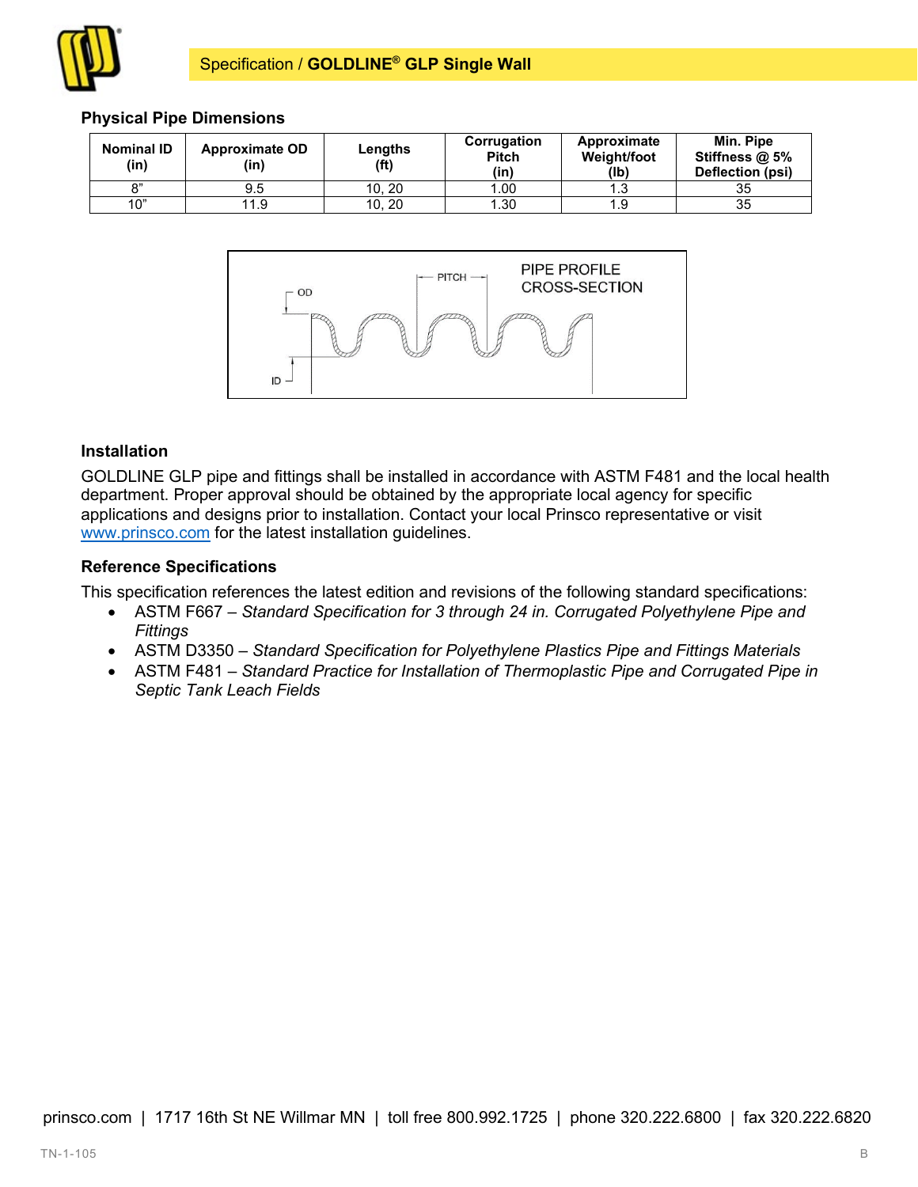Specification / **GOLDLINE® GLP Single Wall**

### Physical Pipe Dimensions

| Nominal ID (in) | Approximate OD (in) | Lengths (ft) | Corrugation Pitch (in) | Approximate Weight/foot (lb) | Min. Pipe Stiffness @ 5% Deflection (psi) |
|---|---|---|---|---|---|
| 8" | 9.5 | 10, 20 | 1.00 | 1.3 | 35 |
| 10" | 11.9 | 10, 20 | 1.30 | 1.9 | 35 |

PIPE PROFILE
CROSS-SECTION

PITCH

OD

ID

### Installation

GOLDLINE GLP pipe and fittings shall be installed in accordance with ASTM F481 and the local health department. Proper approval should be obtained by the appropriate local agency for specific applications and designs prior to installation. Contact your local Prinsco representative or visit www.prinsco.com for the latest installation guidelines.

### Reference Specifications

This specification references the latest edition and revisions of the following standard specifications:

- ASTM F667 – *Standard Specification for 3 through 24 in. Corrugated Polyethylene Pipe and Fittings*
- ASTM D3350 – *Standard Specification for Polyethylene Plastics Pipe and Fittings Materials*
- ASTM F481 – *Standard Practice for Installation of Thermoplastic Pipe and Corrugated Pipe in Septic Tank Leach Fields*

prinsco.com | 1717 16th St NE Willmar MN | toll free 800.992.1725 | phone 320.222.6800 | fax 320.222.6820

TN-1-105 B